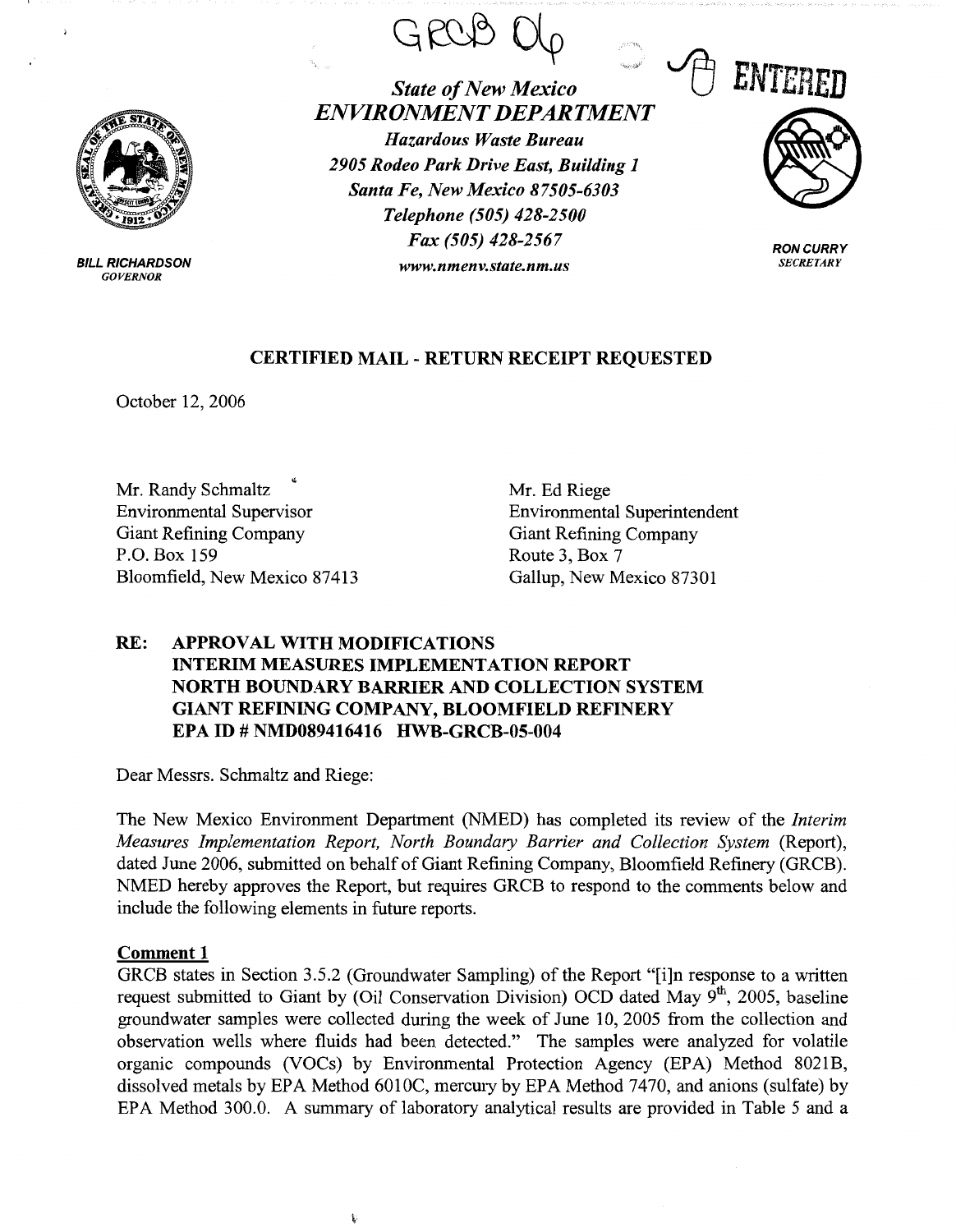GRCB 06

ENTERED

*State of New Mexico*
***ENVIRONMENT DEPARTMENT***
*Hazardous Waste Bureau*
*2905 Rodeo Park Drive East, Building 1*
*Santa Fe, New Mexico 87505-6303*
*Telephone (505) 428-2500*
*Fax (505) 428-2567*
*www.nmenv.state.nm.us*

**BILL RICHARDSON**
*GOVERNOR*

**RON CURRY**
*SECRETARY*

**CERTIFIED MAIL - RETURN RECEIPT REQUESTED**

October 12, 2006

Mr. Randy Schmaltz
Environmental Supervisor
Giant Refining Company
P.O. Box 159
Bloomfield, New Mexico 87413

Mr. Ed Riege
Environmental Superintendent
Giant Refining Company
Route 3, Box 7
Gallup, New Mexico 87301

**RE: APPROVAL WITH MODIFICATIONS
INTERIM MEASURES IMPLEMENTATION REPORT
NORTH BOUNDARY BARRIER AND COLLECTION SYSTEM
GIANT REFINING COMPANY, BLOOMFIELD REFINERY
EPA ID # NMD089416416 HWB-GRCB-05-004**

Dear Messrs. Schmaltz and Riege:

The New Mexico Environment Department (NMED) has completed its review of the *Interim Measures Implementation Report, North Boundary Barrier and Collection System* (Report), dated June 2006, submitted on behalf of Giant Refining Company, Bloomfield Refinery (GRCB). NMED hereby approves the Report, but requires GRCB to respond to the comments below and include the following elements in future reports.

**Comment 1**

GRCB states in Section 3.5.2 (Groundwater Sampling) of the Report "[i]n response to a written request submitted to Giant by (Oil Conservation Division) OCD dated May 9th, 2005, baseline groundwater samples were collected during the week of June 10, 2005 from the collection and observation wells where fluids had been detected." The samples were analyzed for volatile organic compounds (VOCs) by Environmental Protection Agency (EPA) Method 8021B, dissolved metals by EPA Method 6010C, mercury by EPA Method 7470, and anions (sulfate) by EPA Method 300.0. A summary of laboratory analytical results are provided in Table 5 and a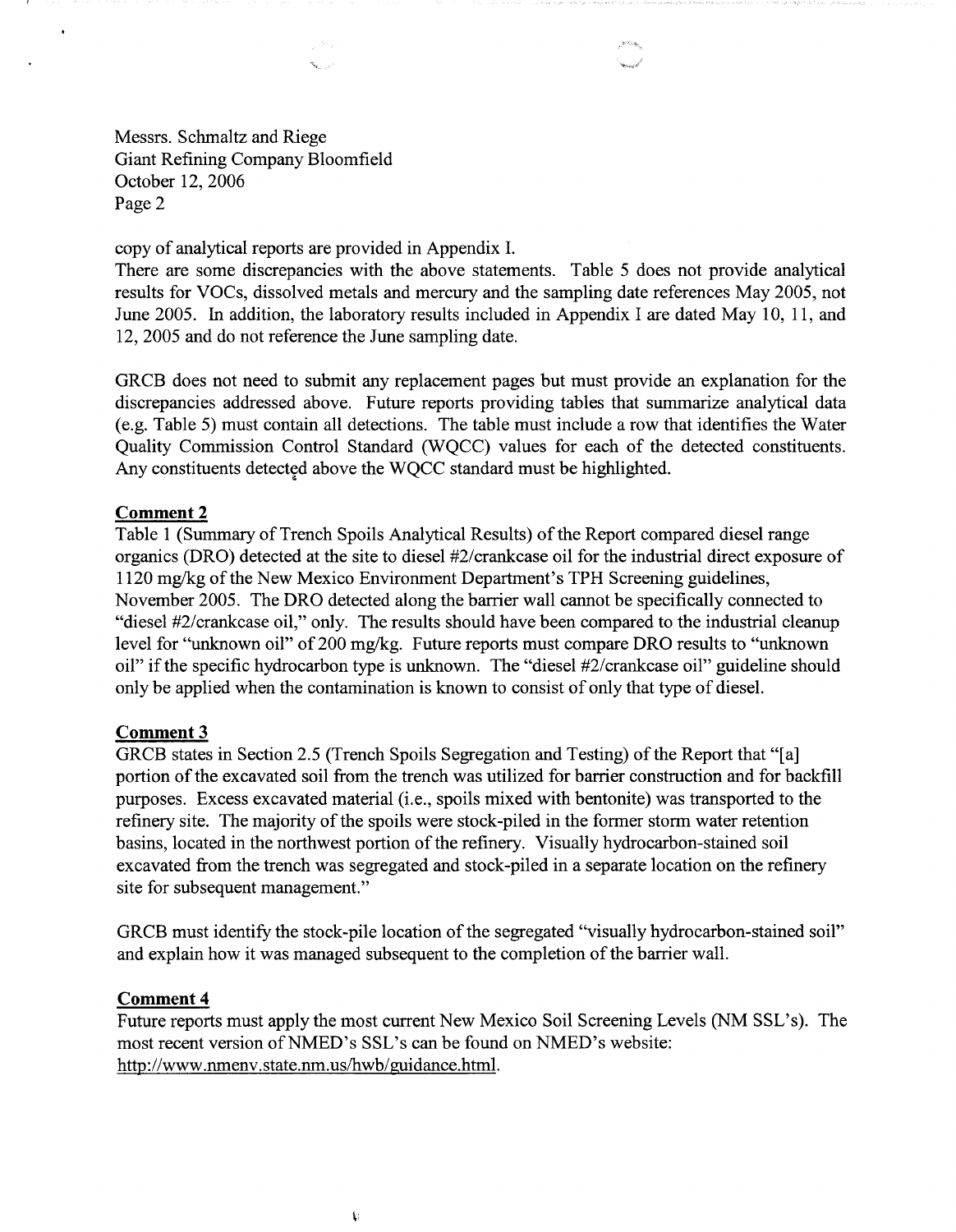copy of analytical reports are provided in Appendix I.

There are some discrepancies with the above statements. Table 5 does not provide analytical results for VOCs, dissolved metals and mercury and the sampling date references May 2005, not June 2005. In addition, the laboratory results included in Appendix I are dated May 10, 11, and 12, 2005 and do not reference the June sampling date.

GRCB does not need to submit any replacement pages but must provide an explanation for the discrepancies addressed above. Future reports providing tables that summarize analytical data (e.g. Table 5) must contain all detections. The table must include a row that identifies the Water Quality Commission Control Standard (WQCC) values for each of the detected constituents. Any constituents detected above the WQCC standard must be highlighted.

**Comment 2**

Table 1 (Summary of Trench Spoils Analytical Results) of the Report compared diesel range organics (DRO) detected at the site to diesel #2/crankcase oil for the industrial direct exposure of 1120 mg/kg of the New Mexico Environment Department's TPH Screening guidelines, November 2005. The DRO detected along the barrier wall cannot be specifically connected to "diesel #2/crankcase oil," only. The results should have been compared to the industrial cleanup level for "unknown oil" of 200 mg/kg. Future reports must compare DRO results to "unknown oil" if the specific hydrocarbon type is unknown. The "diesel #2/crankcase oil" guideline should only be applied when the contamination is known to consist of only that type of diesel.

**Comment 3**

GRCB states in Section 2.5 (Trench Spoils Segregation and Testing) of the Report that "[a] portion of the excavated soil from the trench was utilized for barrier construction and for backfill purposes. Excess excavated material (i.e., spoils mixed with bentonite) was transported to the refinery site. The majority of the spoils were stock-piled in the former storm water retention basins, located in the northwest portion of the refinery. Visually hydrocarbon-stained soil excavated from the trench was segregated and stock-piled in a separate location on the refinery site for subsequent management."

GRCB must identify the stock-pile location of the segregated "visually hydrocarbon-stained soil" and explain how it was managed subsequent to the completion of the barrier wall.

**Comment 4**

Future reports must apply the most current New Mexico Soil Screening Levels (NM SSL's). The most recent version of NMED's SSL's can be found on NMED's website: http://www.nmenv.state.nm.us/hwb/guidance.html.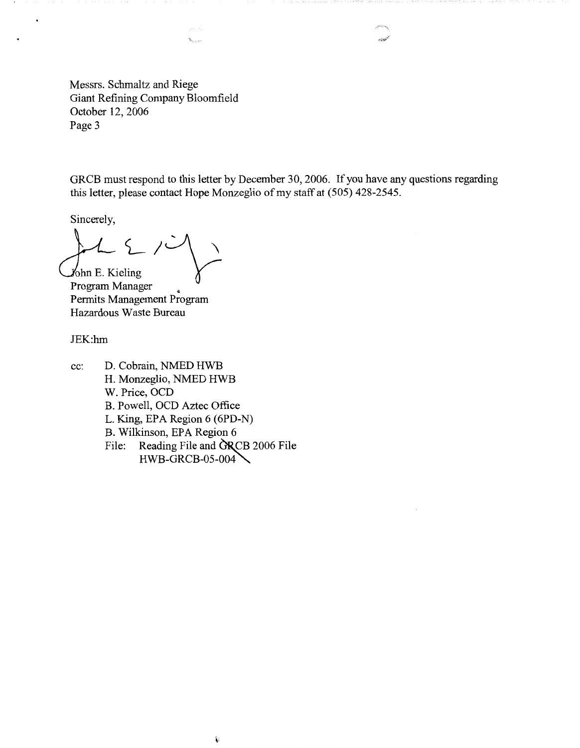GRCB must respond to this letter by December 30, 2006. If you have any questions regarding this letter, please contact Hope Monzeglio of my staff at (505) 428-2545.

Sincerely,

John E. Kieling
Program Manager
Permits Management Program
Hazardous Waste Bureau

JEK:hm

cc: D. Cobrain, NMED HWB
H. Monzeglio, NMED HWB
W. Price, OCD
B. Powell, OCD Aztec Office
L. King, EPA Region 6 (6PD-N)
B. Wilkinson, EPA Region 6
File: Reading File and GRCB 2006 File
HWB-GRCB-05-004